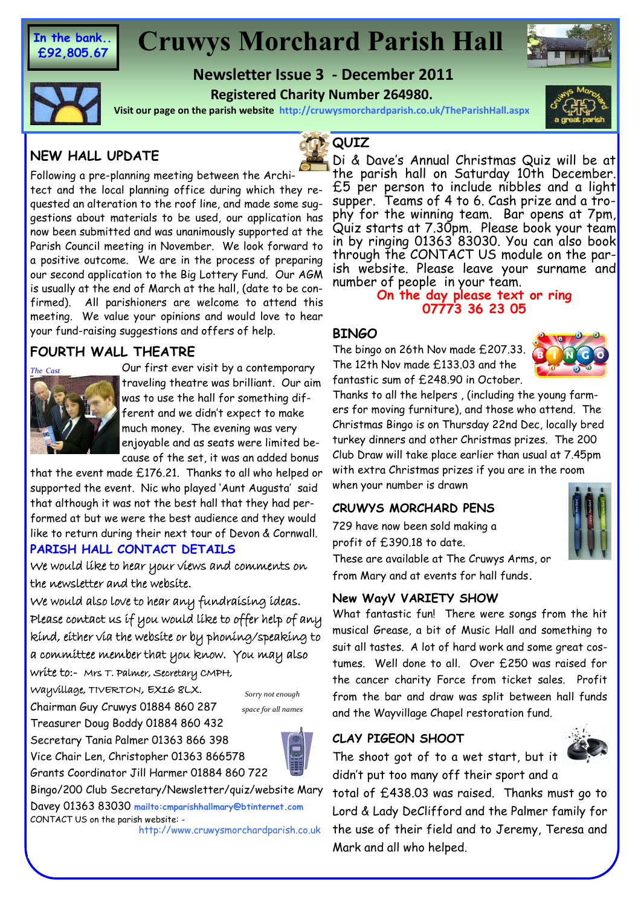In the bank..
£92,805.67

# Cruwys Morchard Parish Hall

**Newsletter Issue 3 - December 2011**

**Registered Charity Number 264980.**

**Visit our page on the parish website** http://cruwysmorchardparish.co.uk/TheParishHall.aspx

## NEW HALL UPDATE

Following a pre-planning meeting between the Architect and the local planning office during which they requested an alteration to the roof line, and made some suggestions about materials to be used, our application has now been submitted and was unanimously supported at the Parish Council meeting in November. We look forward to a positive outcome. We are in the process of preparing our second application to the Big Lottery Fund. Our AGM is usually at the end of March at the hall, (date to be confirmed). All parishioners are welcome to attend this meeting. We value your opinions and would love to hear your fund-raising suggestions and offers of help.

## FOURTH WALL THEATRE

*The Cast*

Our first ever visit by a contemporary traveling theatre was brilliant. Our aim was to use the hall for something different and we didn't expect to make much money. The evening was very enjoyable and as seats were limited because of the set, it was an added bonus that the event made £176.21. Thanks to all who helped or supported the event. Nic who played 'Aunt Augusta' said that although it was not the best hall that they had performed at but we were the best audience and they would like to return during their next tour of Devon & Cornwall.

## PARISH HALL CONTACT DETAILS

We would like to hear your views and comments on the newsletter and the website.

We would also love to hear any fundraising ideas. Please contact us if you would like to offer help of any kind, either via the website or by phoning/speaking to a committee member that you know. You may also write to:- Mrs T. Palmer, Secretary CMPH, Wayvillage, TIVERTON, EX16 8LX.

*Sorry not enough space for all names*

Chairman Guy Cruwys 01884 860 287
Treasurer Doug Boddy 01884 860 432
Secretary Tania Palmer 01363 866 398
Vice Chair Len, Christopher 01363 866578
Grants Coordinator Jill Harmer 01884 860 722
Bingo/200 Club Secretary/Newsletter/quiz/website Mary Davey 01363 83030 mailto:cmparishhallmary@btinternet.com
CONTACT US on the parish website: - http://www.cruwysmorchardparish.co.uk

## QUIZ

Di & Dave's Annual Christmas Quiz will be at the parish hall on Saturday 10th December. £5 per person to include nibbles and a light supper. Teams of 4 to 6. Cash prize and a trophy for the winning team. Bar opens at 7pm, Quiz starts at 7.30pm. Please book your team in by ringing 01363 83030. You can also book through the CONTACT US module on the parish website. Please leave your surname and number of people in your team.

**On the day please text or ring 07773 36 23 05**

## BINGO

The bingo on 26th Nov made £207.33. The 12th Nov made £133.03 and the fantastic sum of £248.90 in October. Thanks to all the helpers , (including the young farmers for moving furniture), and those who attend. The Christmas Bingo is on Thursday 22nd Dec, locally bred turkey dinners and other Christmas prizes. The 200 Club Draw will take place earlier than usual at 7.45pm with extra Christmas prizes if you are in the room when your number is drawn

## CRUWYS MORCHARD PENS

729 have now been sold making a profit of £390.18 to date.
These are available at The Cruwys Arms, or from Mary and at events for hall funds.

## New WayV VARIETY SHOW

What fantastic fun! There were songs from the hit musical Grease, a bit of Music Hall and something to suit all tastes. A lot of hard work and some great costumes. Well done to all. Over £250 was raised for the cancer charity Force from ticket sales. Profit from the bar and draw was split between hall funds and the Wayvillage Chapel restoration fund.

## CLAY PIGEON SHOOT

The shoot got of to a wet start, but it didn't put too many off their sport and a total of £438.03 was raised. Thanks must go to Lord & Lady DeClifford and the Palmer family for the use of their field and to Jeremy, Teresa and Mark and all who helped.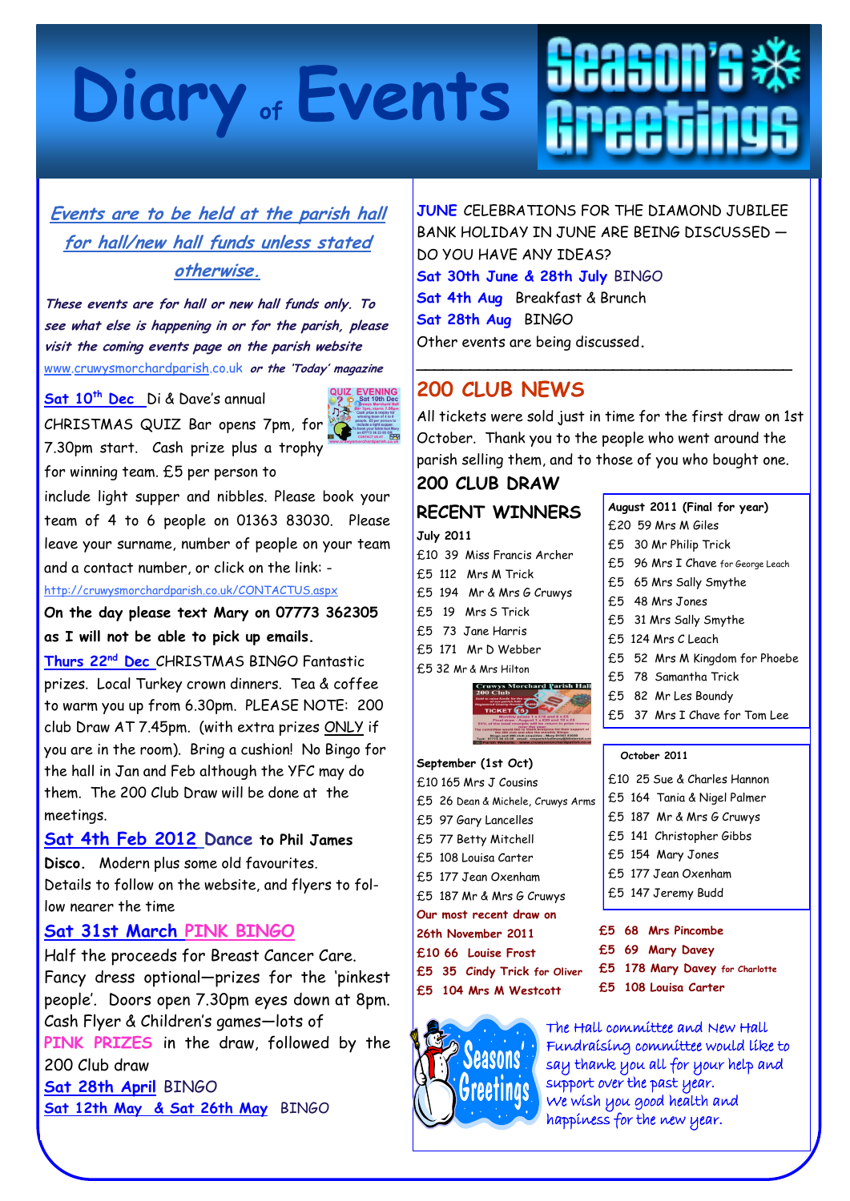# Diary of Events

## Season's Greetings

***Events are to be held at the parish hall for hall/new hall funds unless stated otherwise.***

***These events are for hall or new hall funds only. To see what else is happening in or for the parish, please visit the coming events page on the parish website*** www.cruwysmorchardparish.co.uk ***or the 'Today' magazine***

**Sat 10th Dec** Di & Dave's annual CHRISTMAS QUIZ Bar opens 7pm, for 7.30pm start. Cash prize plus a trophy for winning team. £5 per person to include light supper and nibbles. Please book your team of 4 to 6 people on 01363 83030. Please leave your surname, number of people on your team and a contact number, or click on the link: - http://cruwysmorchardparish.co.uk/CONTACTUS.aspx

**On the day please text Mary on 07773 362305 as I will not be able to pick up emails.**

**Thurs 22nd Dec** CHRISTMAS BINGO Fantastic prizes. Local Turkey crown dinners. Tea & coffee to warm you up from 6.30pm. PLEASE NOTE: 200 club Draw AT 7.45pm. (with extra prizes ONLY if you are in the room). Bring a cushion! No Bingo for the hall in Jan and Feb although the YFC may do them. The 200 Club Draw will be done at the meetings.

**Sat 4th Feb 2012 Dance to Phil James Disco.** Modern plus some old favourites. Details to follow on the website, and flyers to follow nearer the time

**Sat 31st March PINK BINGO**

Half the proceeds for Breast Cancer Care. Fancy dress optional—prizes for the 'pinkest people'. Doors open 7.30pm eyes down at 8pm. Cash Flyer & Children's games—lots of PINK PRIZES in the draw, followed by the 200 Club draw

**Sat 28th April** BINGO

**Sat 12th May & Sat 26th May** BINGO

**JUNE** CELEBRATIONS FOR THE DIAMOND JUBILEE BANK HOLIDAY IN JUNE ARE BEING DISCUSSED — DO YOU HAVE ANY IDEAS?

**Sat 30th June & 28th July** BINGO

**Sat 4th Aug** Breakfast & Brunch

**Sat 28th Aug** BINGO

Other events are being discussed.

## 200 CLUB NEWS

All tickets were sold just in time for the first draw on 1st October. Thank you to the people who went around the parish selling them, and to those of you who bought one.

### 200 CLUB DRAW

### RECENT WINNERS

**July 2011**

£10 39 Miss Francis Archer
£5 112 Mrs M Trick
£5 194 Mr & Mrs G Cruwys
£5 19 Mrs S Trick
£5 73 Jane Harris
£5 171 Mr D Webber
£5 32 Mr & Mrs Hilton

**August 2011 (Final for year)**

£20 59 Mrs M Giles
£5 30 Mr Philip Trick
£5 96 Mrs I Chave for George Leach
£5 65 Mrs Sally Smythe
£5 48 Mrs Jones
£5 31 Mrs Sally Smythe
£5 124 Mrs C Leach
£5 52 Mrs M Kingdom for Phoebe
£5 78 Samantha Trick
£5 82 Mr Les Boundy
£5 37 Mrs I Chave for Tom Lee

**September (1st Oct)**

£10 165 Mrs J Cousins
£5 26 Dean & Michele, Cruwys Arms
£5 97 Gary Lancelles
£5 77 Betty Mitchell
£5 108 Louisa Carter
£5 177 Jean Oxenham
£5 187 Mr & Mrs G Cruwys

**October 2011**

£10 25 Sue & Charles Hannon
£5 164 Tania & Nigel Palmer
£5 187 Mr & Mrs G Cruwys
£5 141 Christopher Gibbs
£5 154 Mary Jones
£5 177 Jean Oxenham
£5 147 Jeremy Budd

**Our most recent draw on 26th November 2011**

**£10 66 Louise Frost**
**£5 35 Cindy Trick for Oliver**
**£5 104 Mrs M Westcott**
**£5 68 Mrs Pincombe**
**£5 69 Mary Davey**
**£5 178 Mary Davey for Charlotte**
**£5 108 Louisa Carter**

*The Hall committee and New Hall Fundraising committee would like to say thank you all for your help and support over the past year. We wish you good health and happiness for the new year.*